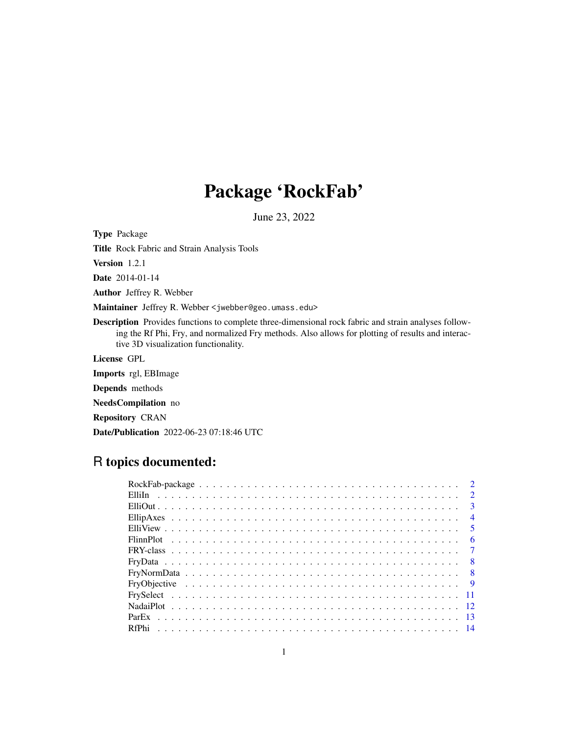# Package 'RockFab'

June 23, 2022

**Type** Package

**Title** Rock Fabric and Strain Analysis Tools

**Version** 1.2.1

**Date** 2014-01-14

**Author** Jeffrey R. Webber

**Maintainer** Jeffrey R. Webber <jwebber@geo.umass.edu>

**Description** Provides functions to complete three-dimensional rock fabric and strain analyses following the Rf Phi, Fry, and normalized Fry methods. Also allows for plotting of results and interactive 3D visualization functionality.

**License** GPL

**Imports** rgl, EBImage

**Depends** methods

**NeedsCompilation** no

**Repository** CRAN

**Date/Publication** 2022-06-23 07:18:46 UTC

## R topics documented:

| | |
|---|---|
| RockFab-package | 2 |
| ElliIn | 2 |
| ElliOut | 3 |
| EllipAxes | 4 |
| ElliView | 5 |
| FlinnPlot | 6 |
| FRY-class | 7 |
| FryData | 8 |
| FryNormData | 8 |
| FryObjective | 9 |
| FrySelect | 11 |
| NadaiPlot | 12 |
| ParEx | 13 |
| RfPhi | 14 |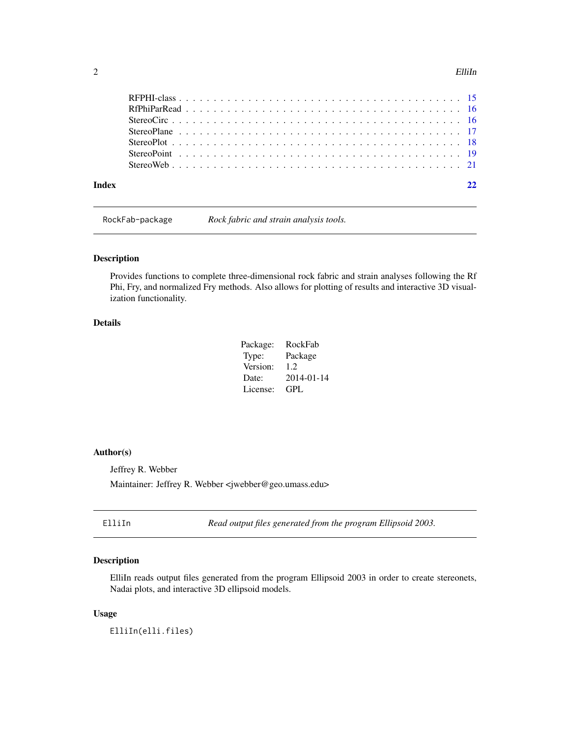RFPHI-class . . . . . . . . . . . . . . . . . . . . . . . . . . . . . . . . . . . . . . . 15
RfPhiParRead . . . . . . . . . . . . . . . . . . . . . . . . . . . . . . . . . . . . . . 16
StereoCirc . . . . . . . . . . . . . . . . . . . . . . . . . . . . . . . . . . . . . . . . 16
StereoPlane . . . . . . . . . . . . . . . . . . . . . . . . . . . . . . . . . . . . . . . 17
StereoPlot . . . . . . . . . . . . . . . . . . . . . . . . . . . . . . . . . . . . . . . . 18
StereoPoint . . . . . . . . . . . . . . . . . . . . . . . . . . . . . . . . . . . . . . . 19
StereoWeb . . . . . . . . . . . . . . . . . . . . . . . . . . . . . . . . . . . . . . . . 21

**Index** **22**

---

RockFab-package — *Rock fabric and strain analysis tools.*

---

### Description

Provides functions to complete three-dimensional rock fabric and strain analyses following the Rf Phi, Fry, and normalized Fry methods. Also allows for plotting of results and interactive 3D visualization functionality.

### Details

| | |
|---|---|
| Package: | RockFab |
| Type: | Package |
| Version: | 1.2 |
| Date: | 2014-01-14 |
| License: | GPL |

### Author(s)

Jeffrey R. Webber

Maintainer: Jeffrey R. Webber <jwebber@geo.umass.edu>

---

ElliIn — *Read output files generated from the program Ellipsoid 2003.*

---

### Description

ElliIn reads output files generated from the program Ellipsoid 2003 in order to create stereonets, Nadai plots, and interactive 3D ellipsoid models.

### Usage

```
ElliIn(elli.files)
```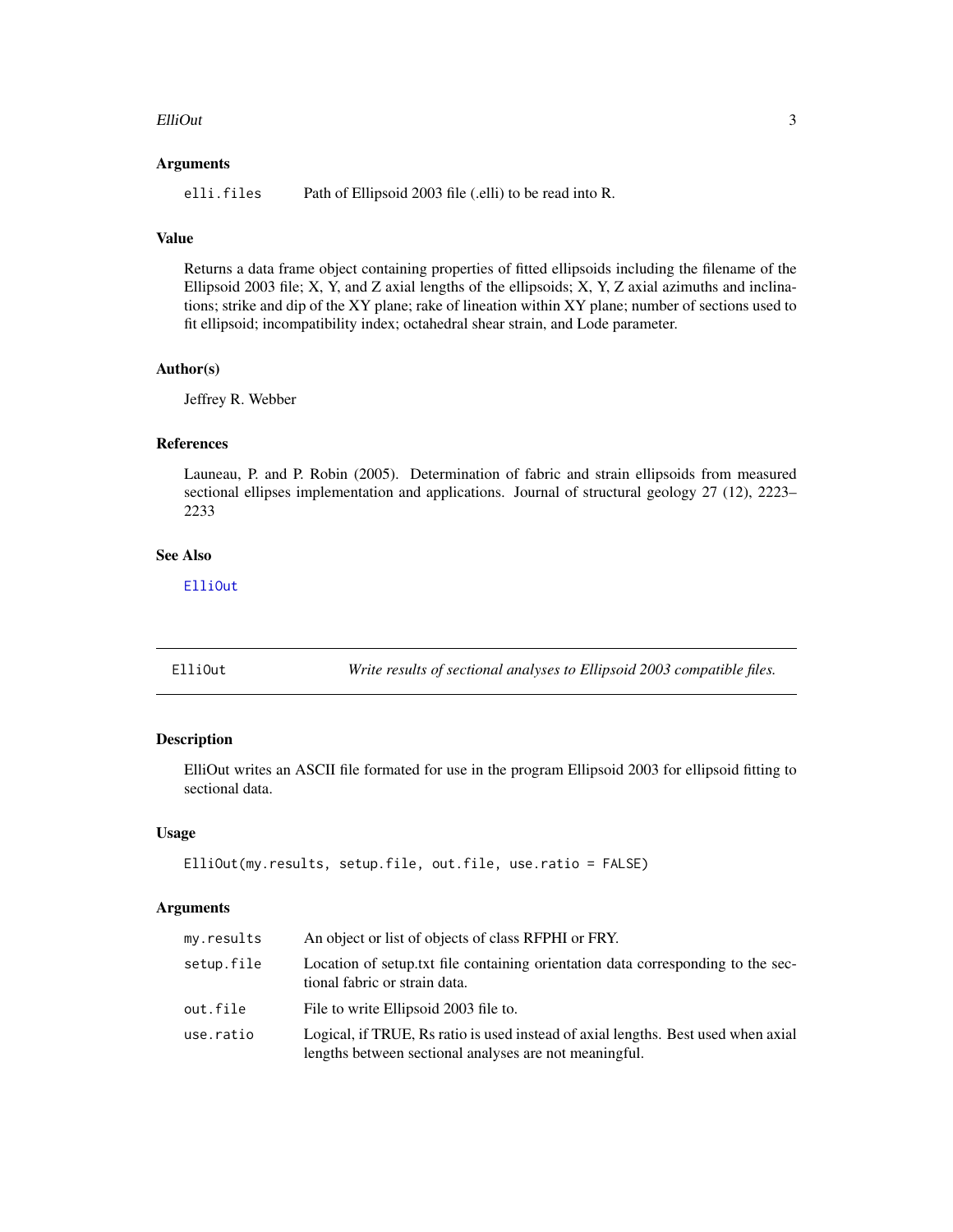### Arguments

| | |
|---|---|
| elli.files | Path of Ellipsoid 2003 file (.elli) to be read into R. |

### Value

Returns a data frame object containing properties of fitted ellipsoids including the filename of the Ellipsoid 2003 file; X, Y, and Z axial lengths of the ellipsoids; X, Y, Z axial azimuths and inclinations; strike and dip of the XY plane; rake of lineation within XY plane; number of sections used to fit ellipsoid; incompatibility index; octahedral shear strain, and Lode parameter.

### Author(s)

Jeffrey R. Webber

### References

Launeau, P. and P. Robin (2005). Determination of fabric and strain ellipsoids from measured sectional ellipses implementation and applications. Journal of structural geology 27 (12), 2223–2233

### See Also

ElliOut

---

## ElliOut — *Write results of sectional analyses to Ellipsoid 2003 compatible files.*

---

### Description

ElliOut writes an ASCII file formated for use in the program Ellipsoid 2003 for ellipsoid fitting to sectional data.

### Usage

```
ElliOut(my.results, setup.file, out.file, use.ratio = FALSE)
```

### Arguments

| | |
|---|---|
| my.results | An object or list of objects of class RFPHI or FRY. |
| setup.file | Location of setup.txt file containing orientation data corresponding to the sectional fabric or strain data. |
| out.file | File to write Ellipsoid 2003 file to. |
| use.ratio | Logical, if TRUE, Rs ratio is used instead of axial lengths. Best used when axial lengths between sectional analyses are not meaningful. |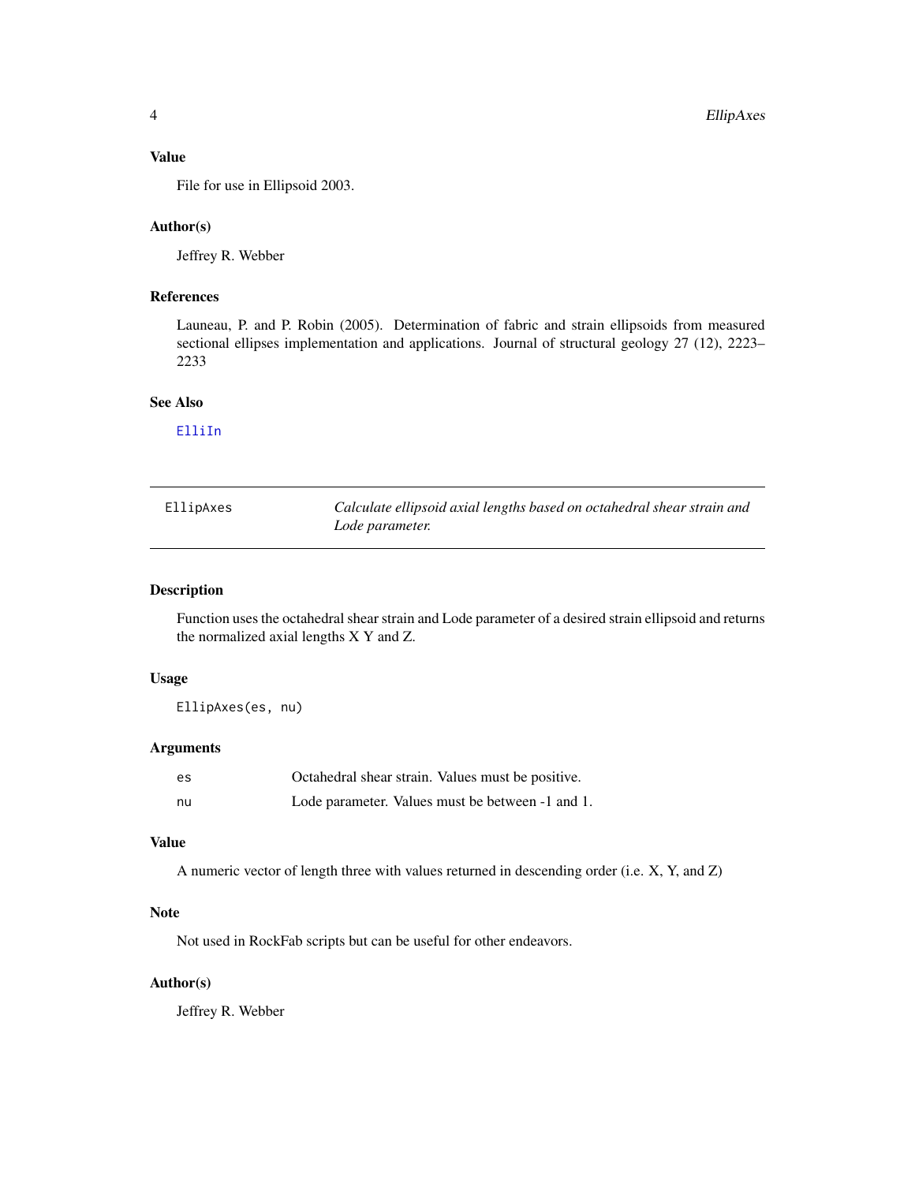### Value

File for use in Ellipsoid 2003.

### Author(s)

Jeffrey R. Webber

### References

Launeau, P. and P. Robin (2005). Determination of fabric and strain ellipsoids from measured sectional ellipses implementation and applications. Journal of structural geology 27 (12), 2223–2233

### See Also

ElliIn

---

## EllipAxes — *Calculate ellipsoid axial lengths based on octahedral shear strain and Lode parameter.*

---

### Description

Function uses the octahedral shear strain and Lode parameter of a desired strain ellipsoid and returns the normalized axial lengths X Y and Z.

### Usage

```
EllipAxes(es, nu)
```

### Arguments

| | |
|---|---|
| es | Octahedral shear strain. Values must be positive. |
| nu | Lode parameter. Values must be between -1 and 1. |

### Value

A numeric vector of length three with values returned in descending order (i.e. X, Y, and Z)

### Note

Not used in RockFab scripts but can be useful for other endeavors.

### Author(s)

Jeffrey R. Webber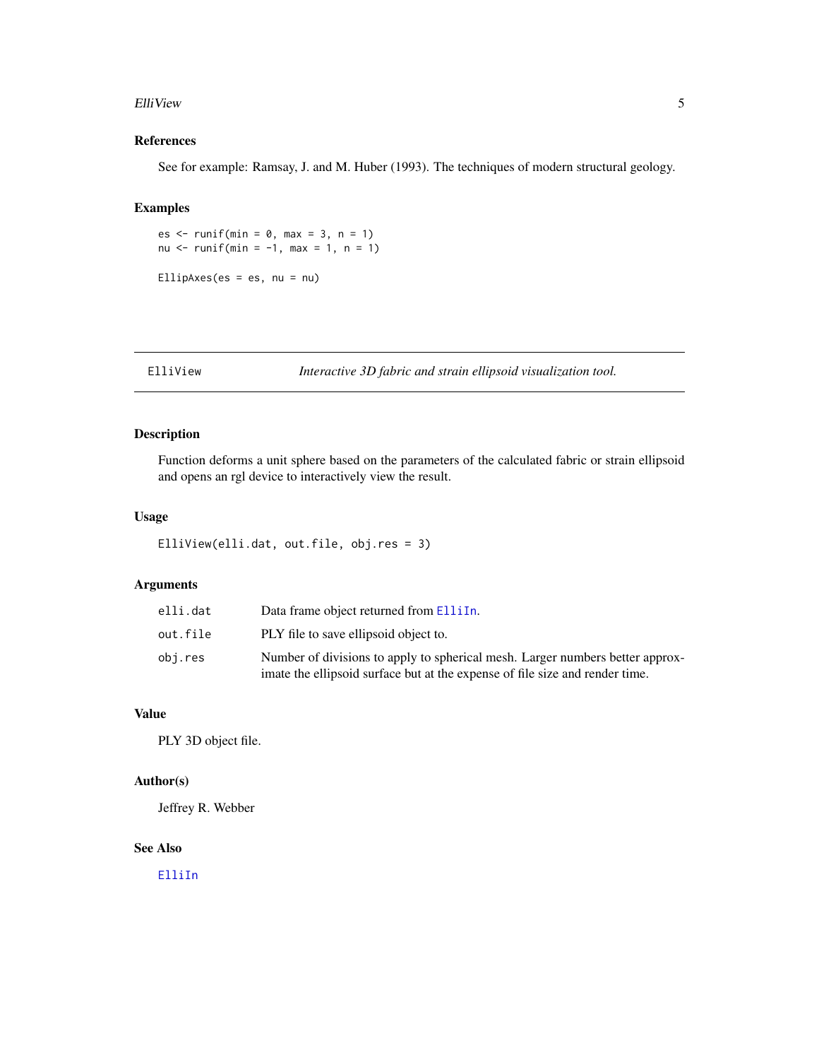## References

See for example: Ramsay, J. and M. Huber (1993). The techniques of modern structural geology.

## Examples

```
es <- runif(min = 0, max = 3, n = 1)
nu <- runif(min = -1, max = 1, n = 1)

EllipAxes(es = es, nu = nu)
```

---

# ElliView — *Interactive 3D fabric and strain ellipsoid visualization tool.*

---

## Description

Function deforms a unit sphere based on the parameters of the calculated fabric or strain ellipsoid and opens an rgl device to interactively view the result.

## Usage

```
ElliView(elli.dat, out.file, obj.res = 3)
```

## Arguments

| | |
|---|---|
| `elli.dat` | Data frame object returned from `ElliIn`. |
| `out.file` | PLY file to save ellipsoid object to. |
| `obj.res` | Number of divisions to apply to spherical mesh. Larger numbers better approximate the ellipsoid surface but at the expense of file size and render time. |

## Value

PLY 3D object file.

## Author(s)

Jeffrey R. Webber

## See Also

`ElliIn`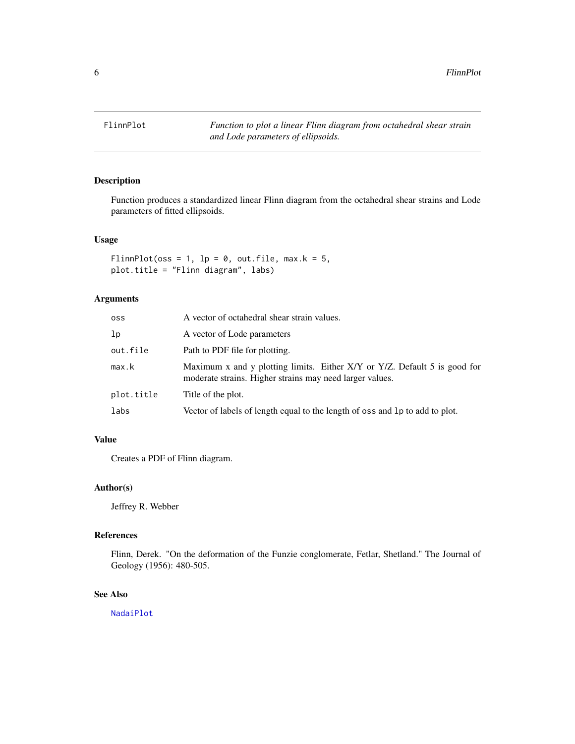FlinnPlot *Function to plot a linear Flinn diagram from octahedral shear strain and Lode parameters of ellipsoids.*

## Description

Function produces a standardized linear Flinn diagram from the octahedral shear strains and Lode parameters of fitted ellipsoids.

## Usage

```
FlinnPlot(oss = 1, lp = 0, out.file, max.k = 5,
plot.title = "Flinn diagram", labs)
```

## Arguments

| | |
|---|---|
| oss | A vector of octahedral shear strain values. |
| lp | A vector of Lode parameters |
| out.file | Path to PDF file for plotting. |
| max.k | Maximum x and y plotting limits. Either X/Y or Y/Z. Default 5 is good for moderate strains. Higher strains may need larger values. |
| plot.title | Title of the plot. |
| labs | Vector of labels of length equal to the length of oss and lp to add to plot. |

## Value

Creates a PDF of Flinn diagram.

## Author(s)

Jeffrey R. Webber

## References

Flinn, Derek. "On the deformation of the Funzie conglomerate, Fetlar, Shetland." The Journal of Geology (1956): 480-505.

## See Also

NadaiPlot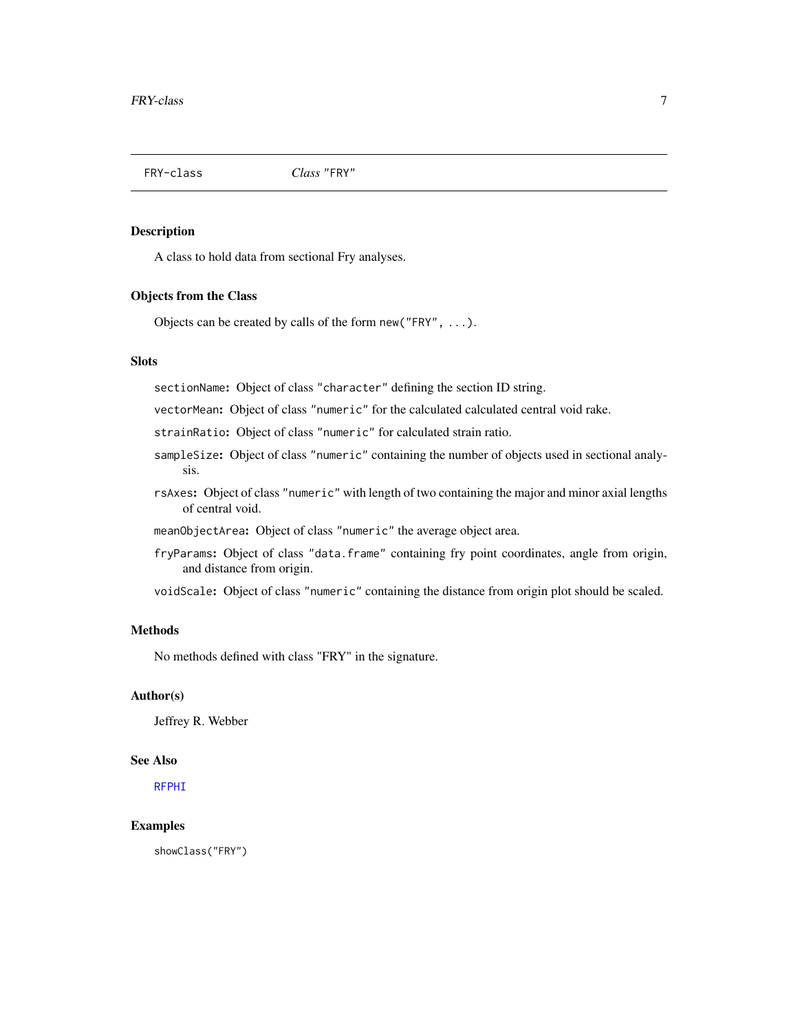FRY-class *Class* "FRY"

## Description

A class to hold data from sectional Fry analyses.

## Objects from the Class

Objects can be created by calls of the form `new("FRY", ...)`.

## Slots

- `sectionName`: Object of class `"character"` defining the section ID string.
- `vectorMean`: Object of class `"numeric"` for the calculated calculated central void rake.
- `strainRatio`: Object of class `"numeric"` for calculated strain ratio.
- `sampleSize`: Object of class `"numeric"` containing the number of objects used in sectional analysis.
- `rsAxes`: Object of class `"numeric"` with length of two containing the major and minor axial lengths of central void.
- `meanObjectArea`: Object of class `"numeric"` the average object area.
- `fryParams`: Object of class `"data.frame"` containing fry point coordinates, angle from origin, and distance from origin.
- `voidScale`: Object of class `"numeric"` containing the distance from origin plot should be scaled.

## Methods

No methods defined with class "FRY" in the signature.

## Author(s)

Jeffrey R. Webber

## See Also

RFPHI

## Examples

```
showClass("FRY")
```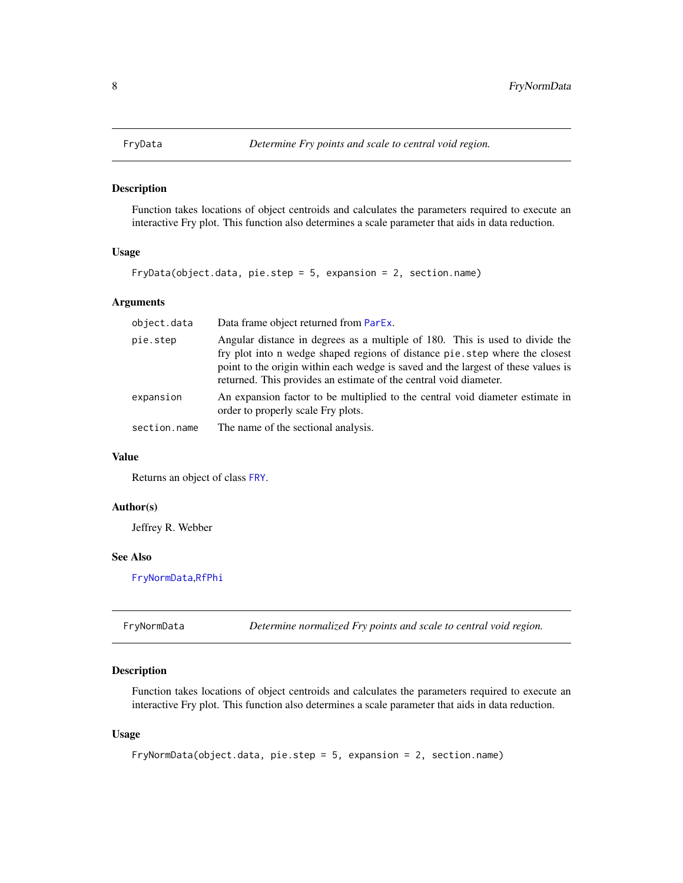## FryData — *Determine Fry points and scale to central void region.*

### Description

Function takes locations of object centroids and calculates the parameters required to execute an interactive Fry plot. This function also determines a scale parameter that aids in data reduction.

### Usage

```
FryData(object.data, pie.step = 5, expansion = 2, section.name)
```

### Arguments

| | |
|---|---|
| `object.data` | Data frame object returned from `ParEx`. |
| `pie.step` | Angular distance in degrees as a multiple of 180. This is used to divide the fry plot into n wedge shaped regions of distance `pie.step` where the closest point to the origin within each wedge is saved and the largest of these values is returned. This provides an estimate of the central void diameter. |
| `expansion` | An expansion factor to be multiplied to the central void diameter estimate in order to properly scale Fry plots. |
| `section.name` | The name of the sectional analysis. |

### Value

Returns an object of class `FRY`.

### Author(s)

Jeffrey R. Webber

### See Also

`FryNormData`,`RfPhi`

## FryNormData — *Determine normalized Fry points and scale to central void region.*

### Description

Function takes locations of object centroids and calculates the parameters required to execute an interactive Fry plot. This function also determines a scale parameter that aids in data reduction.

### Usage

```
FryNormData(object.data, pie.step = 5, expansion = 2, section.name)
```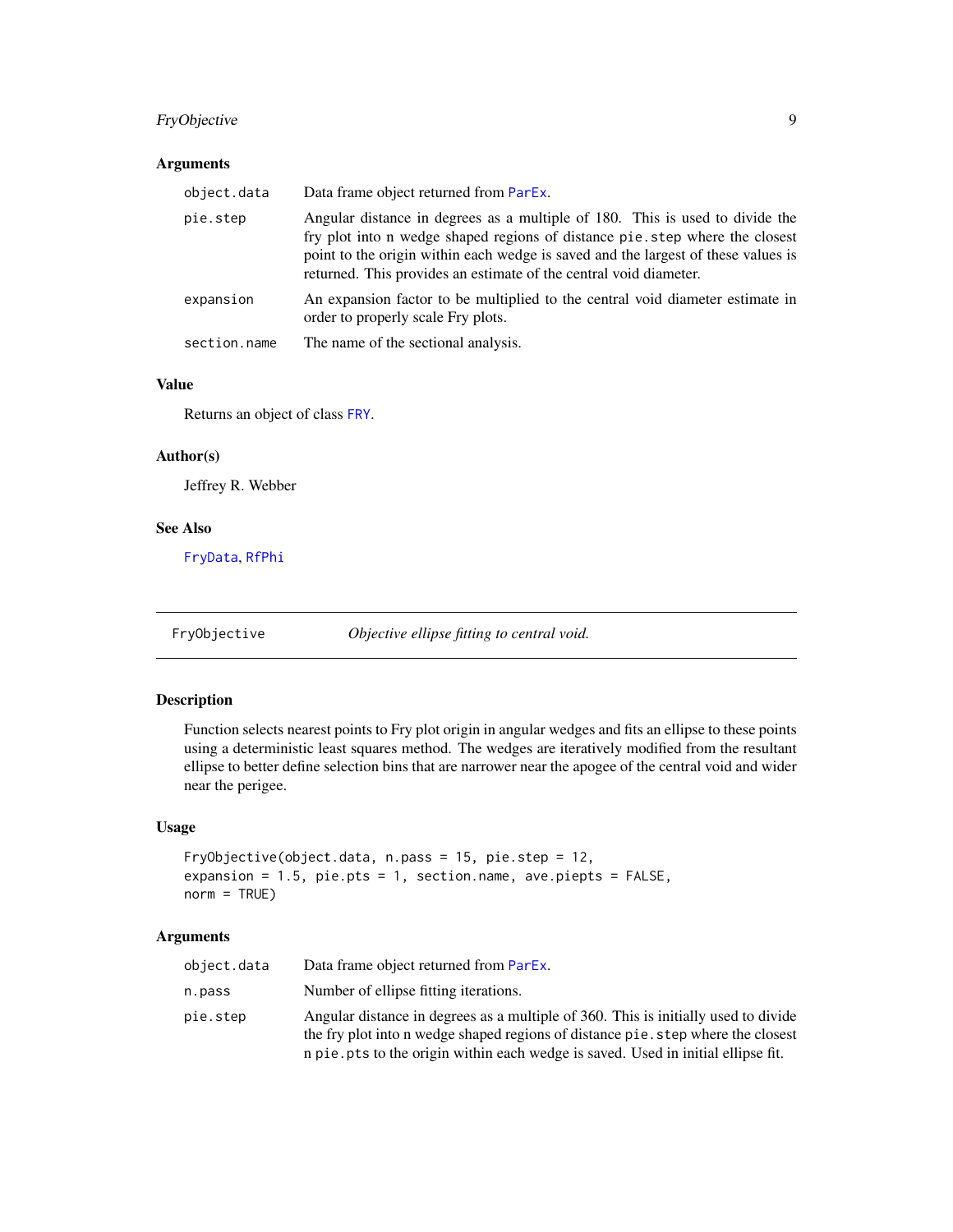### Arguments

| | |
|---|---|
| `object.data` | Data frame object returned from `ParEx`. |
| `pie.step` | Angular distance in degrees as a multiple of 180. This is used to divide the fry plot into n wedge shaped regions of distance `pie.step` where the closest point to the origin within each wedge is saved and the largest of these values is returned. This provides an estimate of the central void diameter. |
| `expansion` | An expansion factor to be multiplied to the central void diameter estimate in order to properly scale Fry plots. |
| `section.name` | The name of the sectional analysis. |

### Value

Returns an object of class `FRY`.

### Author(s)

Jeffrey R. Webber

### See Also

`FryData`, `RfPhi`

---

## FryObjective — *Objective ellipse fitting to central void.*

### Description

Function selects nearest points to Fry plot origin in angular wedges and fits an ellipse to these points using a deterministic least squares method. The wedges are iteratively modified from the resultant ellipse to better define selection bins that are narrower near the apogee of the central void and wider near the perigee.

### Usage

```
FryObjective(object.data, n.pass = 15, pie.step = 12,
expansion = 1.5, pie.pts = 1, section.name, ave.piepts = FALSE,
norm = TRUE)
```

### Arguments

| | |
|---|---|
| `object.data` | Data frame object returned from `ParEx`. |
| `n.pass` | Number of ellipse fitting iterations. |
| `pie.step` | Angular distance in degrees as a multiple of 360. This is initially used to divide the fry plot into n wedge shaped regions of distance `pie.step` where the closest n `pie.pts` to the origin within each wedge is saved. Used in initial ellipse fit. |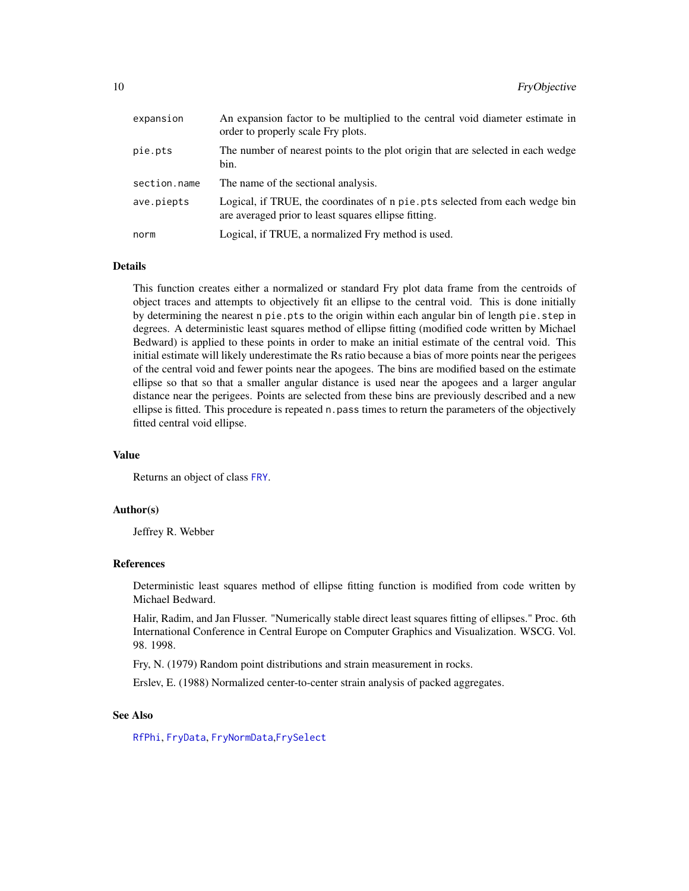| | |
|---|---|
| `expansion` | An expansion factor to be multiplied to the central void diameter estimate in order to properly scale Fry plots. |
| `pie.pts` | The number of nearest points to the plot origin that are selected in each wedge bin. |
| `section.name` | The name of the sectional analysis. |
| `ave.piepts` | Logical, if TRUE, the coordinates of n `pie.pts` selected from each wedge bin are averaged prior to least squares ellipse fitting. |
| `norm` | Logical, if TRUE, a normalized Fry method is used. |

### Details

This function creates either a normalized or standard Fry plot data frame from the centroids of object traces and attempts to objectively fit an ellipse to the central void. This is done initially by determining the nearest n `pie.pts` to the origin within each angular bin of length `pie.step` in degrees. A deterministic least squares method of ellipse fitting (modified code written by Michael Bedward) is applied to these points in order to make an initial estimate of the central void. This initial estimate will likely underestimate the Rs ratio because a bias of more points near the perigees of the central void and fewer points near the apogees. The bins are modified based on the estimate ellipse so that so that a smaller angular distance is used near the apogees and a larger angular distance near the perigees. Points are selected from these bins are previously described and a new ellipse is fitted. This procedure is repeated `n.pass` times to return the parameters of the objectively fitted central void ellipse.

### Value

Returns an object of class `FRY`.

### Author(s)

Jeffrey R. Webber

### References

Deterministic least squares method of ellipse fitting function is modified from code written by Michael Bedward.

Halir, Radim, and Jan Flusser. "Numerically stable direct least squares fitting of ellipses." Proc. 6th International Conference in Central Europe on Computer Graphics and Visualization. WSCG. Vol. 98. 1998.

Fry, N. (1979) Random point distributions and strain measurement in rocks.

Erslev, E. (1988) Normalized center-to-center strain analysis of packed aggregates.

### See Also

`RfPhi`, `FryData`, `FryNormData`,`FrySelect`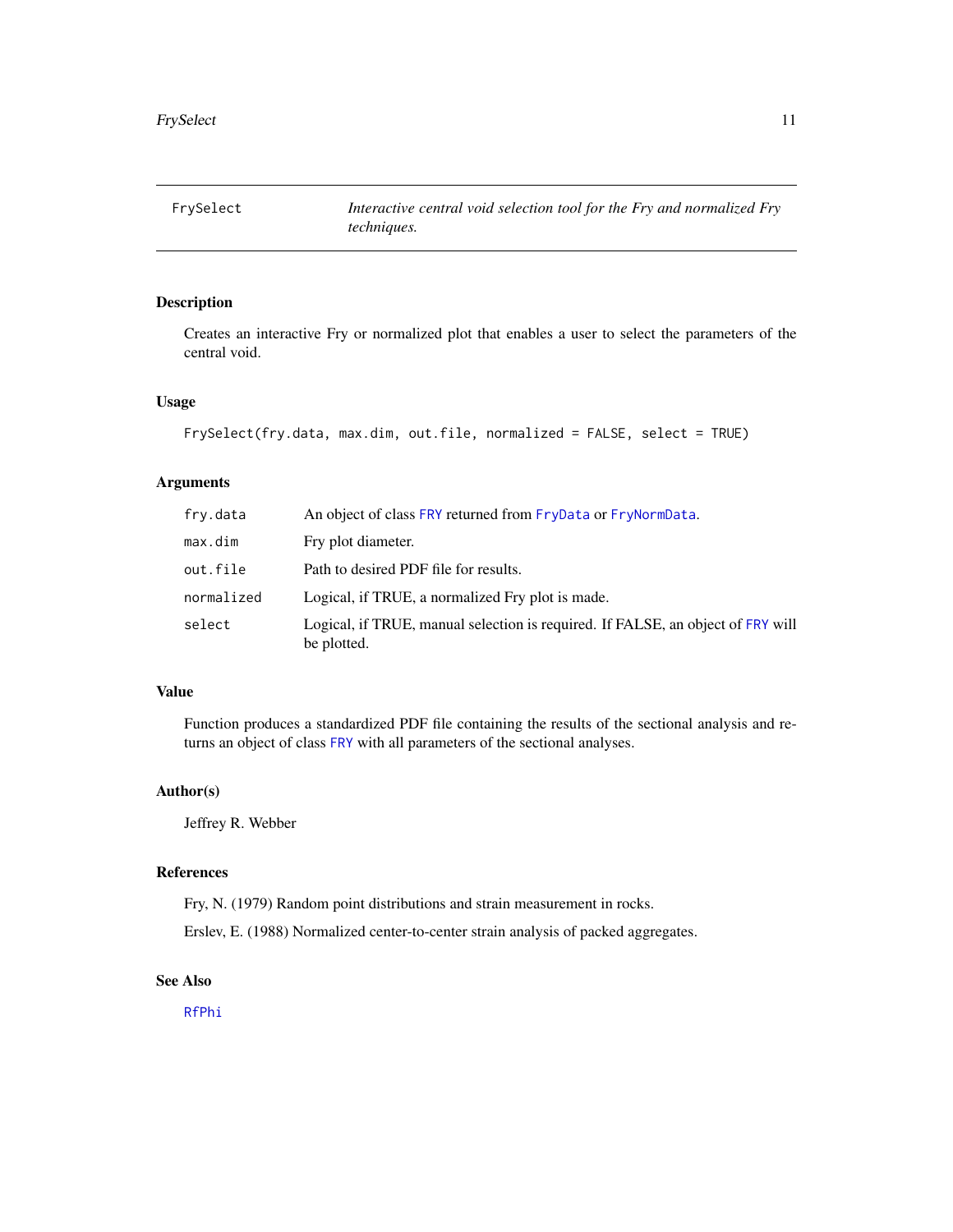## FrySelect — *Interactive central void selection tool for the Fry and normalized Fry techniques.*

### Description

Creates an interactive Fry or normalized plot that enables a user to select the parameters of the central void.

### Usage

```
FrySelect(fry.data, max.dim, out.file, normalized = FALSE, select = TRUE)
```

### Arguments

| | |
|---|---|
| fry.data | An object of class FRY returned from FryData or FryNormData. |
| max.dim | Fry plot diameter. |
| out.file | Path to desired PDF file for results. |
| normalized | Logical, if TRUE, a normalized Fry plot is made. |
| select | Logical, if TRUE, manual selection is required. If FALSE, an object of FRY will be plotted. |

### Value

Function produces a standardized PDF file containing the results of the sectional analysis and returns an object of class FRY with all parameters of the sectional analyses.

### Author(s)

Jeffrey R. Webber

### References

Fry, N. (1979) Random point distributions and strain measurement in rocks.

Erslev, E. (1988) Normalized center-to-center strain analysis of packed aggregates.

### See Also

RfPhi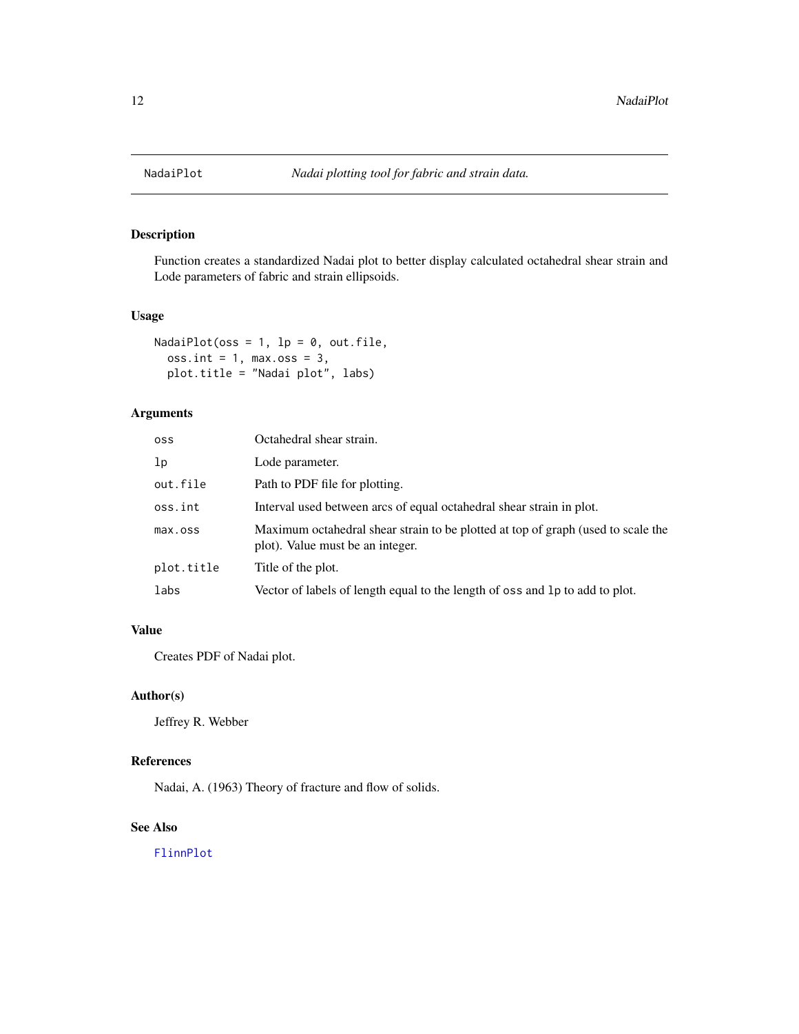# NadaiPlot — *Nadai plotting tool for fabric and strain data.*

## Description

Function creates a standardized Nadai plot to better display calculated octahedral shear strain and Lode parameters of fabric and strain ellipsoids.

## Usage

```
NadaiPlot(oss = 1, lp = 0, out.file,
  oss.int = 1, max.oss = 3,
  plot.title = "Nadai plot", labs)
```

## Arguments

| | |
|---|---|
| `oss` | Octahedral shear strain. |
| `lp` | Lode parameter. |
| `out.file` | Path to PDF file for plotting. |
| `oss.int` | Interval used between arcs of equal octahedral shear strain in plot. |
| `max.oss` | Maximum octahedral shear strain to be plotted at top of graph (used to scale the plot). Value must be an integer. |
| `plot.title` | Title of the plot. |
| `labs` | Vector of labels of length equal to the length of `oss` and `lp` to add to plot. |

## Value

Creates PDF of Nadai plot.

## Author(s)

Jeffrey R. Webber

## References

Nadai, A. (1963) Theory of fracture and flow of solids.

## See Also

`FlinnPlot`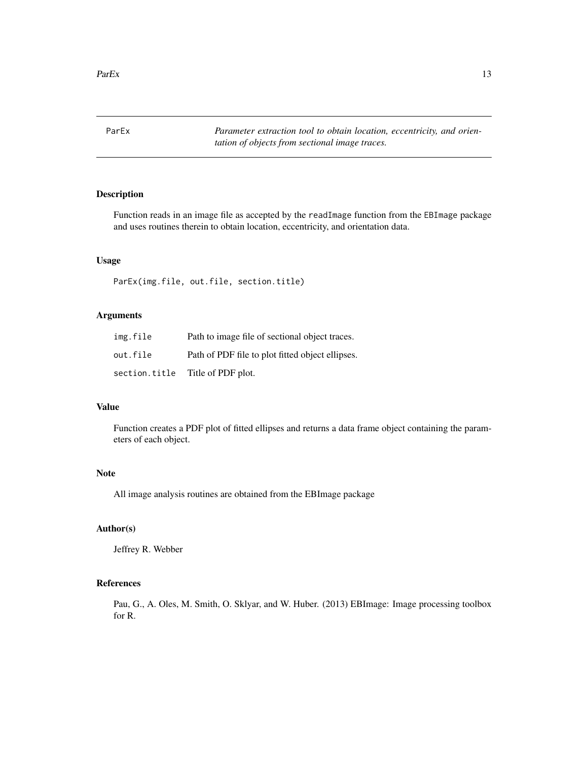ParEx — *Parameter extraction tool to obtain location, eccentricity, and orientation of objects from sectional image traces.*

## Description

Function reads in an image file as accepted by the `readImage` function from the `EBImage` package and uses routines therein to obtain location, eccentricity, and orientation data.

## Usage

```
ParEx(img.file, out.file, section.title)
```

## Arguments

| | |
|---|---|
| `img.file` | Path to image file of sectional object traces. |
| `out.file` | Path of PDF file to plot fitted object ellipses. |
| `section.title` | Title of PDF plot. |

## Value

Function creates a PDF plot of fitted ellipses and returns a data frame object containing the parameters of each object.

## Note

All image analysis routines are obtained from the EBImage package

## Author(s)

Jeffrey R. Webber

## References

Pau, G., A. Oles, M. Smith, O. Sklyar, and W. Huber. (2013) EBImage: Image processing toolbox for R.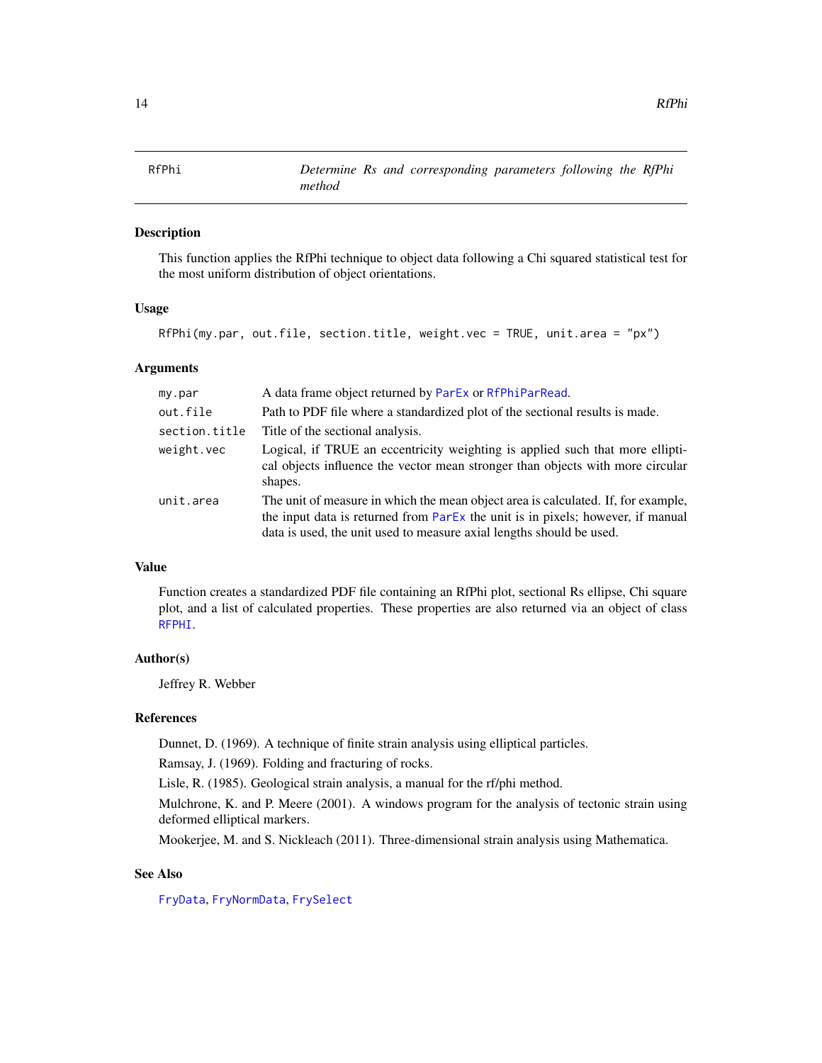## RfPhi — *Determine Rs and corresponding parameters following the RfPhi method*

### Description

This function applies the RfPhi technique to object data following a Chi squared statistical test for the most uniform distribution of object orientations.

### Usage

```
RfPhi(my.par, out.file, section.title, weight.vec = TRUE, unit.area = "px")
```

### Arguments

| | |
|---|---|
| `my.par` | A data frame object returned by `ParEx` or `RfPhiParRead`. |
| `out.file` | Path to PDF file where a standardized plot of the sectional results is made. |
| `section.title` | Title of the sectional analysis. |
| `weight.vec` | Logical, if TRUE an eccentricity weighting is applied such that more elliptical objects influence the vector mean stronger than objects with more circular shapes. |
| `unit.area` | The unit of measure in which the mean object area is calculated. If, for example, the input data is returned from `ParEx` the unit is in pixels; however, if manual data is used, the unit used to measure axial lengths should be used. |

### Value

Function creates a standardized PDF file containing an RfPhi plot, sectional Rs ellipse, Chi square plot, and a list of calculated properties. These properties are also returned via an object of class `RFPHI`.

### Author(s)

Jeffrey R. Webber

### References

Dunnet, D. (1969). A technique of finite strain analysis using elliptical particles.

Ramsay, J. (1969). Folding and fracturing of rocks.

Lisle, R. (1985). Geological strain analysis, a manual for the rf/phi method.

Mulchrone, K. and P. Meere (2001). A windows program for the analysis of tectonic strain using deformed elliptical markers.

Mookerjee, M. and S. Nickleach (2011). Three-dimensional strain analysis using Mathematica.

### See Also

`FryData`, `FryNormData`, `FrySelect`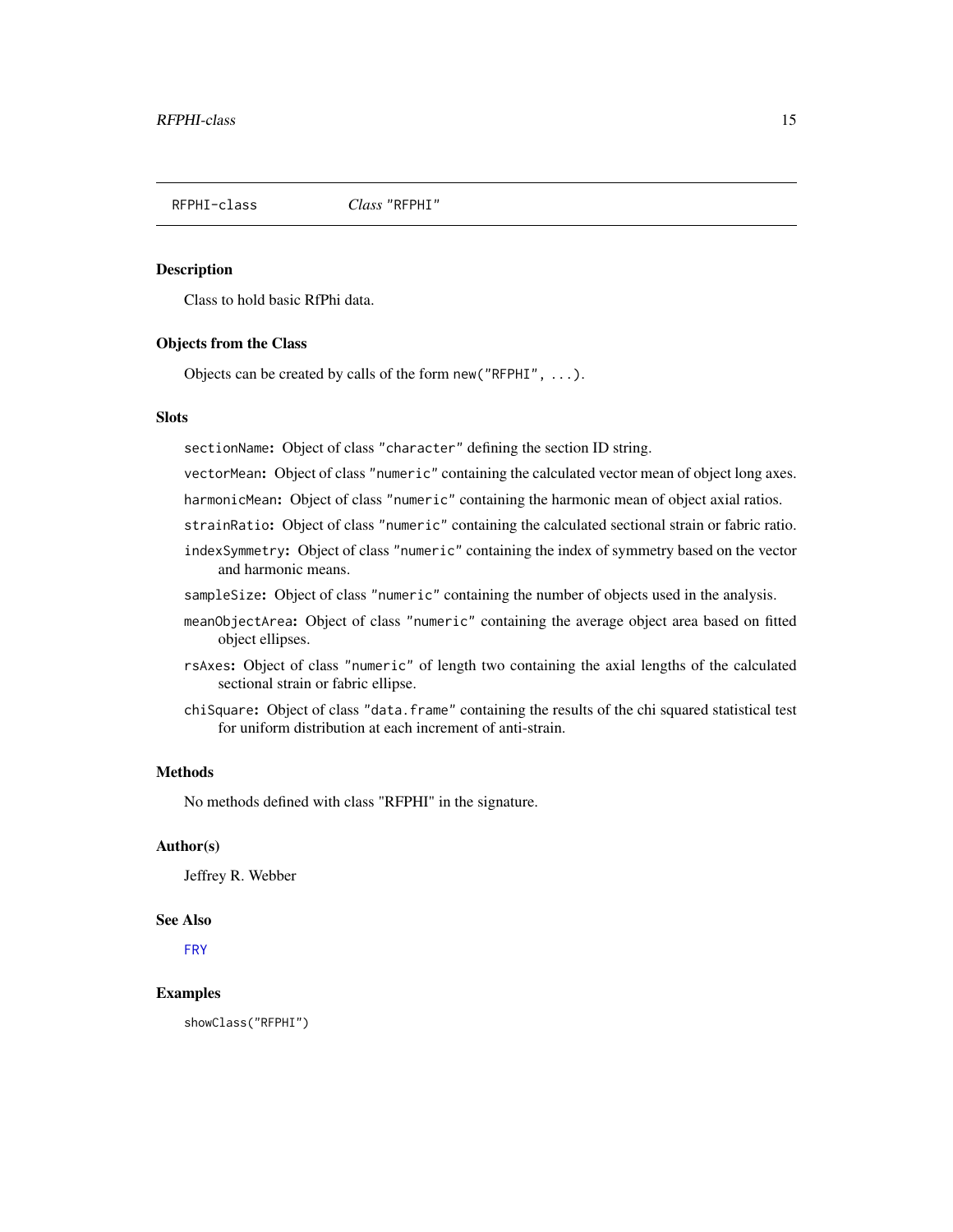# RFPHI-class *Class* "RFPHI"

## Description

Class to hold basic RfPhi data.

## Objects from the Class

Objects can be created by calls of the form `new("RFPHI", ...)`.

## Slots

- `sectionName`: Object of class `"character"` defining the section ID string.
- `vectorMean`: Object of class `"numeric"` containing the calculated vector mean of object long axes.
- `harmonicMean`: Object of class `"numeric"` containing the harmonic mean of object axial ratios.
- `strainRatio`: Object of class `"numeric"` containing the calculated sectional strain or fabric ratio.
- `indexSymmetry`: Object of class `"numeric"` containing the index of symmetry based on the vector and harmonic means.
- `sampleSize`: Object of class `"numeric"` containing the number of objects used in the analysis.
- `meanObjectArea`: Object of class `"numeric"` containing the average object area based on fitted object ellipses.
- `rsAxes`: Object of class `"numeric"` of length two containing the axial lengths of the calculated sectional strain or fabric ellipse.
- `chiSquare`: Object of class `"data.frame"` containing the results of the chi squared statistical test for uniform distribution at each increment of anti-strain.

## Methods

No methods defined with class "RFPHI" in the signature.

## Author(s)

Jeffrey R. Webber

## See Also

`FRY`

## Examples

```
showClass("RFPHI")
```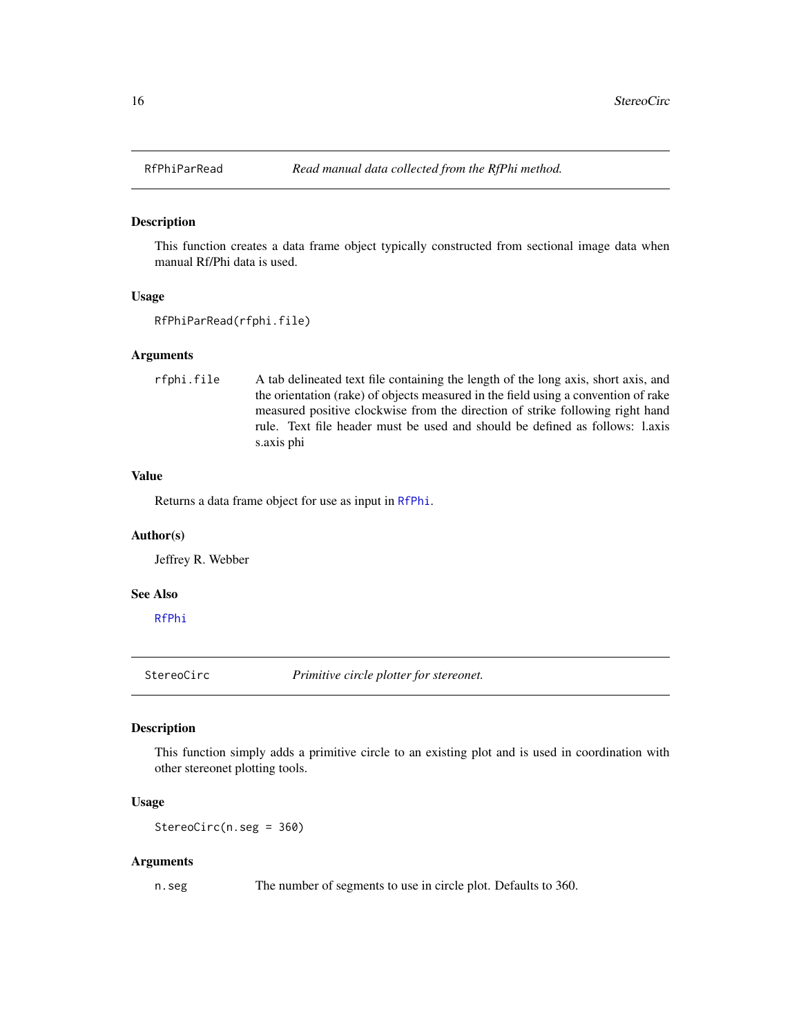## RfPhiParRead — *Read manual data collected from the RfPhi method.*

### Description

This function creates a data frame object typically constructed from sectional image data when manual Rf/Phi data is used.

### Usage

```
RfPhiParRead(rfphi.file)
```

### Arguments

| | |
|---|---|
| `rfphi.file` | A tab delineated text file containing the length of the long axis, short axis, and the orientation (rake) of objects measured in the field using a convention of rake measured positive clockwise from the direction of strike following right hand rule. Text file header must be used and should be defined as follows: l.axis s.axis phi |

### Value

Returns a data frame object for use as input in `RfPhi`.

### Author(s)

Jeffrey R. Webber

### See Also

`RfPhi`

## StereoCirc — *Primitive circle plotter for stereonet.*

### Description

This function simply adds a primitive circle to an existing plot and is used in coordination with other stereonet plotting tools.

### Usage

```
StereoCirc(n.seg = 360)
```

### Arguments

| | |
|---|---|
| `n.seg` | The number of segments to use in circle plot. Defaults to 360. |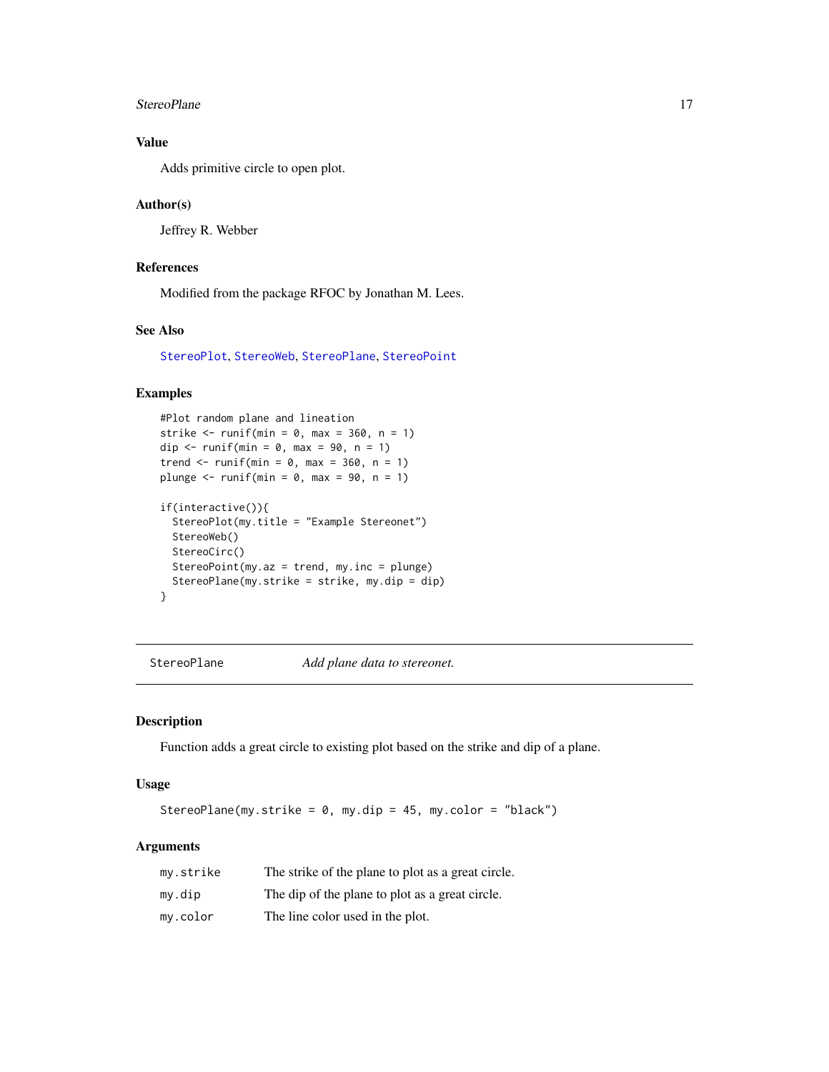## Value

Adds primitive circle to open plot.

## Author(s)

Jeffrey R. Webber

## References

Modified from the package RFOC by Jonathan M. Lees.

## See Also

StereoPlot, StereoWeb, StereoPlane, StereoPoint

## Examples

```
#Plot random plane and lineation
strike <- runif(min = 0, max = 360, n = 1)
dip <- runif(min = 0, max = 90, n = 1)
trend <- runif(min = 0, max = 360, n = 1)
plunge <- runif(min = 0, max = 90, n = 1)

if(interactive()){
  StereoPlot(my.title = "Example Stereonet")
  StereoWeb()
  StereoCirc()
  StereoPoint(my.az = trend, my.inc = plunge)
  StereoPlane(my.strike = strike, my.dip = dip)
}
```

---

# StereoPlane — *Add plane data to stereonet.*

## Description

Function adds a great circle to existing plot based on the strike and dip of a plane.

## Usage

```
StereoPlane(my.strike = 0, my.dip = 45, my.color = "black")
```

## Arguments

| | |
|---|---|
| my.strike | The strike of the plane to plot as a great circle. |
| my.dip | The dip of the plane to plot as a great circle. |
| my.color | The line color used in the plot. |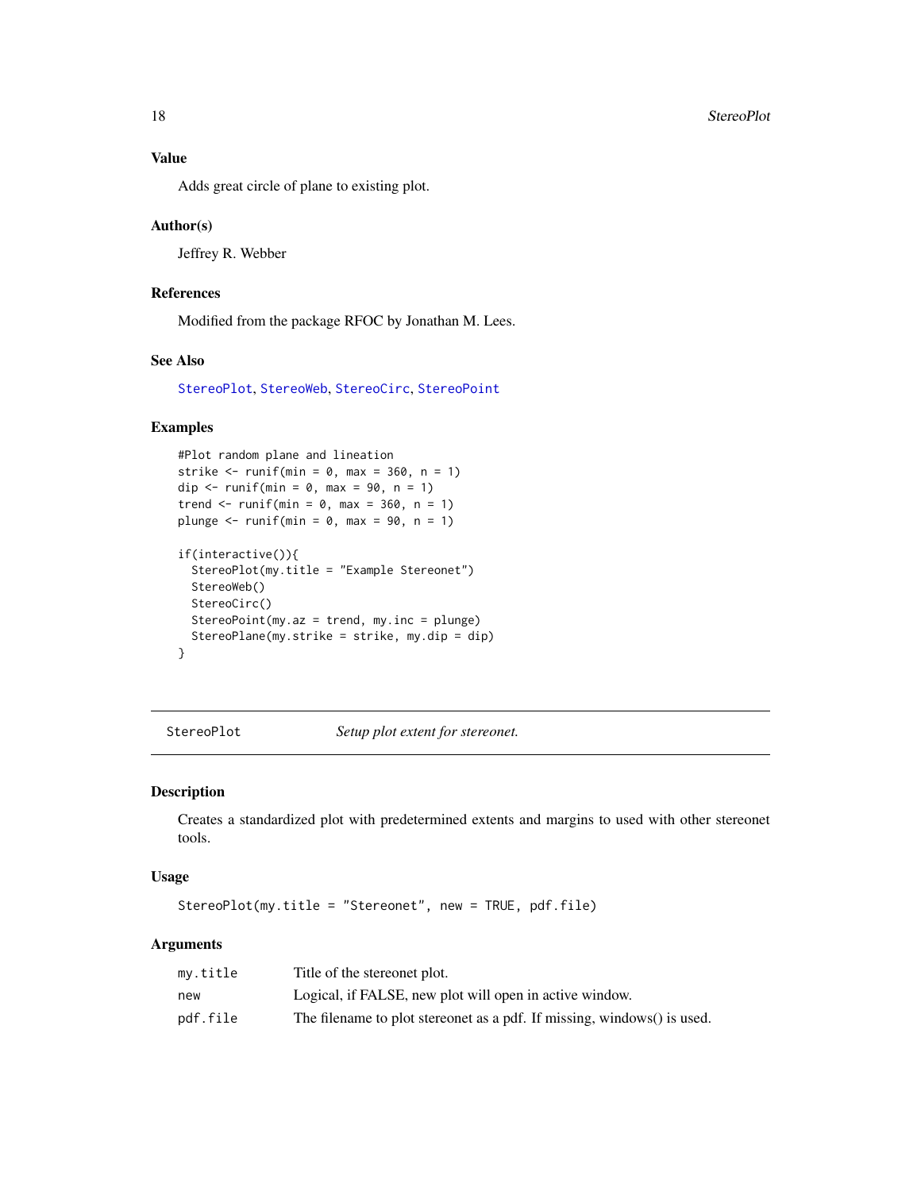### Value

Adds great circle of plane to existing plot.

### Author(s)

Jeffrey R. Webber

### References

Modified from the package RFOC by Jonathan M. Lees.

### See Also

StereoPlot, StereoWeb, StereoCirc, StereoPoint

### Examples

```
#Plot random plane and lineation
strike <- runif(min = 0, max = 360, n = 1)
dip <- runif(min = 0, max = 90, n = 1)
trend <- runif(min = 0, max = 360, n = 1)
plunge <- runif(min = 0, max = 90, n = 1)

if(interactive()){
  StereoPlot(my.title = "Example Stereonet")
  StereoWeb()
  StereoCirc()
  StereoPoint(my.az = trend, my.inc = plunge)
  StereoPlane(my.strike = strike, my.dip = dip)
}
```

---

## StereoPlot *Setup plot extent for stereonet.*

---

### Description

Creates a standardized plot with predetermined extents and margins to used with other stereonet tools.

### Usage

```
StereoPlot(my.title = "Stereonet", new = TRUE, pdf.file)
```

### Arguments

| | |
|---|---|
| my.title | Title of the stereonet plot. |
| new | Logical, if FALSE, new plot will open in active window. |
| pdf.file | The filename to plot stereonet as a pdf. If missing, windows() is used. |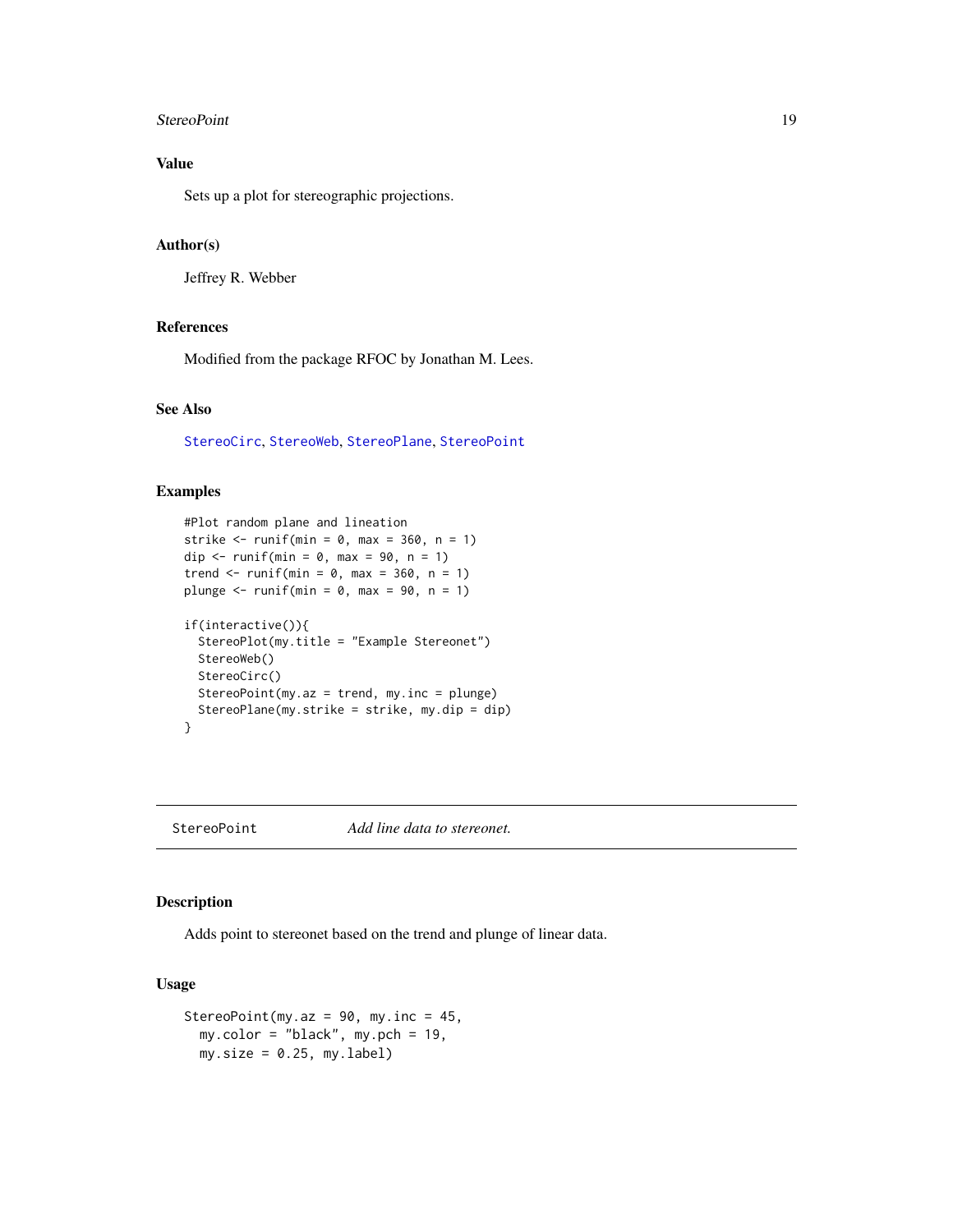### Value

Sets up a plot for stereographic projections.

### Author(s)

Jeffrey R. Webber

### References

Modified from the package RFOC by Jonathan M. Lees.

### See Also

StereoCirc, StereoWeb, StereoPlane, StereoPoint

### Examples

```
#Plot random plane and lineation
strike <- runif(min = 0, max = 360, n = 1)
dip <- runif(min = 0, max = 90, n = 1)
trend <- runif(min = 0, max = 360, n = 1)
plunge <- runif(min = 0, max = 90, n = 1)

if(interactive()){
  StereoPlot(my.title = "Example Stereonet")
  StereoWeb()
  StereoCirc()
  StereoPoint(my.az = trend, my.inc = plunge)
  StereoPlane(my.strike = strike, my.dip = dip)
}
```

---

## StereoPoint *Add line data to stereonet.*

### Description

Adds point to stereonet based on the trend and plunge of linear data.

### Usage

```
StereoPoint(my.az = 90, my.inc = 45,
  my.color = "black", my.pch = 19,
  my.size = 0.25, my.label)
```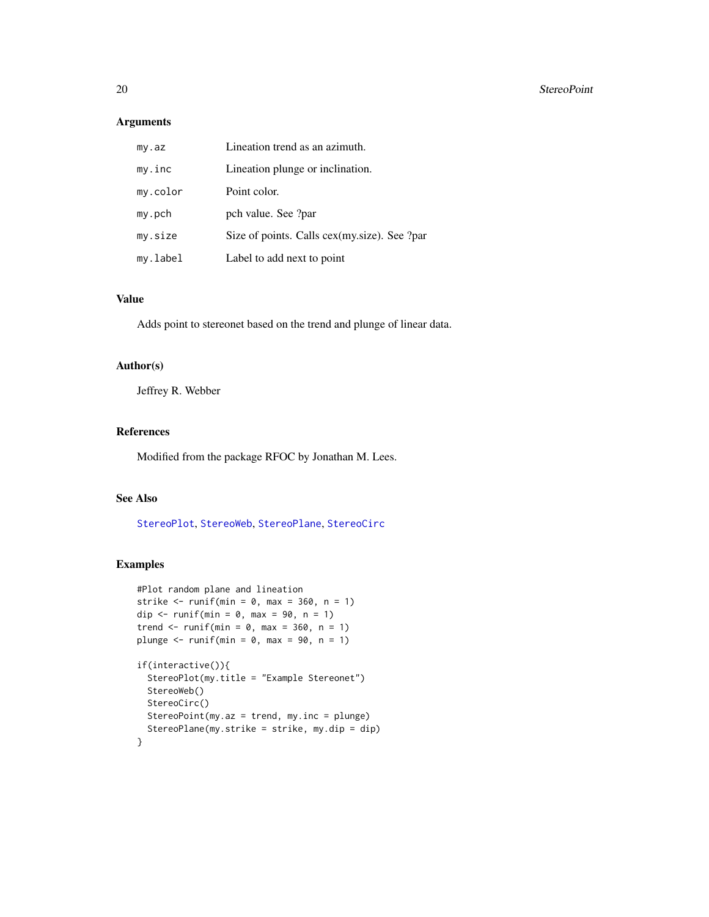## Arguments

| | |
|---|---|
| my.az | Lineation trend as an azimuth. |
| my.inc | Lineation plunge or inclination. |
| my.color | Point color. |
| my.pch | pch value. See ?par |
| my.size | Size of points. Calls cex(my.size). See ?par |
| my.label | Label to add next to point |

## Value

Adds point to stereonet based on the trend and plunge of linear data.

## Author(s)

Jeffrey R. Webber

## References

Modified from the package RFOC by Jonathan M. Lees.

## See Also

StereoPlot, StereoWeb, StereoPlane, StereoCirc

## Examples

```
#Plot random plane and lineation
strike <- runif(min = 0, max = 360, n = 1)
dip <- runif(min = 0, max = 90, n = 1)
trend <- runif(min = 0, max = 360, n = 1)
plunge <- runif(min = 0, max = 90, n = 1)

if(interactive()){
  StereoPlot(my.title = "Example Stereonet")
  StereoWeb()
  StereoCirc()
  StereoPoint(my.az = trend, my.inc = plunge)
  StereoPlane(my.strike = strike, my.dip = dip)
}
```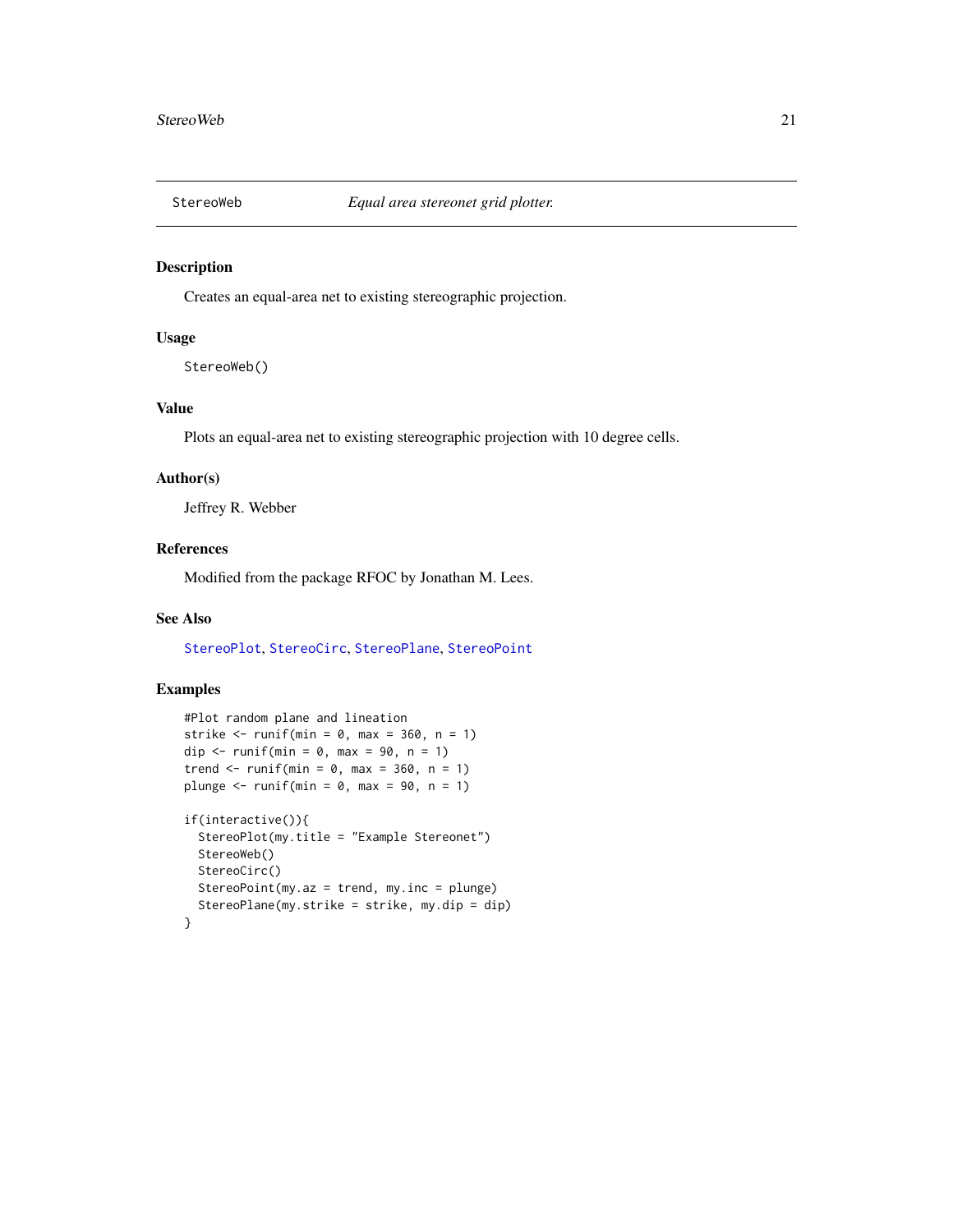## StereoWeb — *Equal area stereonet grid plotter.*

### Description

Creates an equal-area net to existing stereographic projection.

### Usage

```
StereoWeb()
```

### Value

Plots an equal-area net to existing stereographic projection with 10 degree cells.

### Author(s)

Jeffrey R. Webber

### References

Modified from the package RFOC by Jonathan M. Lees.

### See Also

StereoPlot, StereoCirc, StereoPlane, StereoPoint

### Examples

```
#Plot random plane and lineation
strike <- runif(min = 0, max = 360, n = 1)
dip <- runif(min = 0, max = 90, n = 1)
trend <- runif(min = 0, max = 360, n = 1)
plunge <- runif(min = 0, max = 90, n = 1)

if(interactive()){
  StereoPlot(my.title = "Example Stereonet")
  StereoWeb()
  StereoCirc()
  StereoPoint(my.az = trend, my.inc = plunge)
  StereoPlane(my.strike = strike, my.dip = dip)
}
```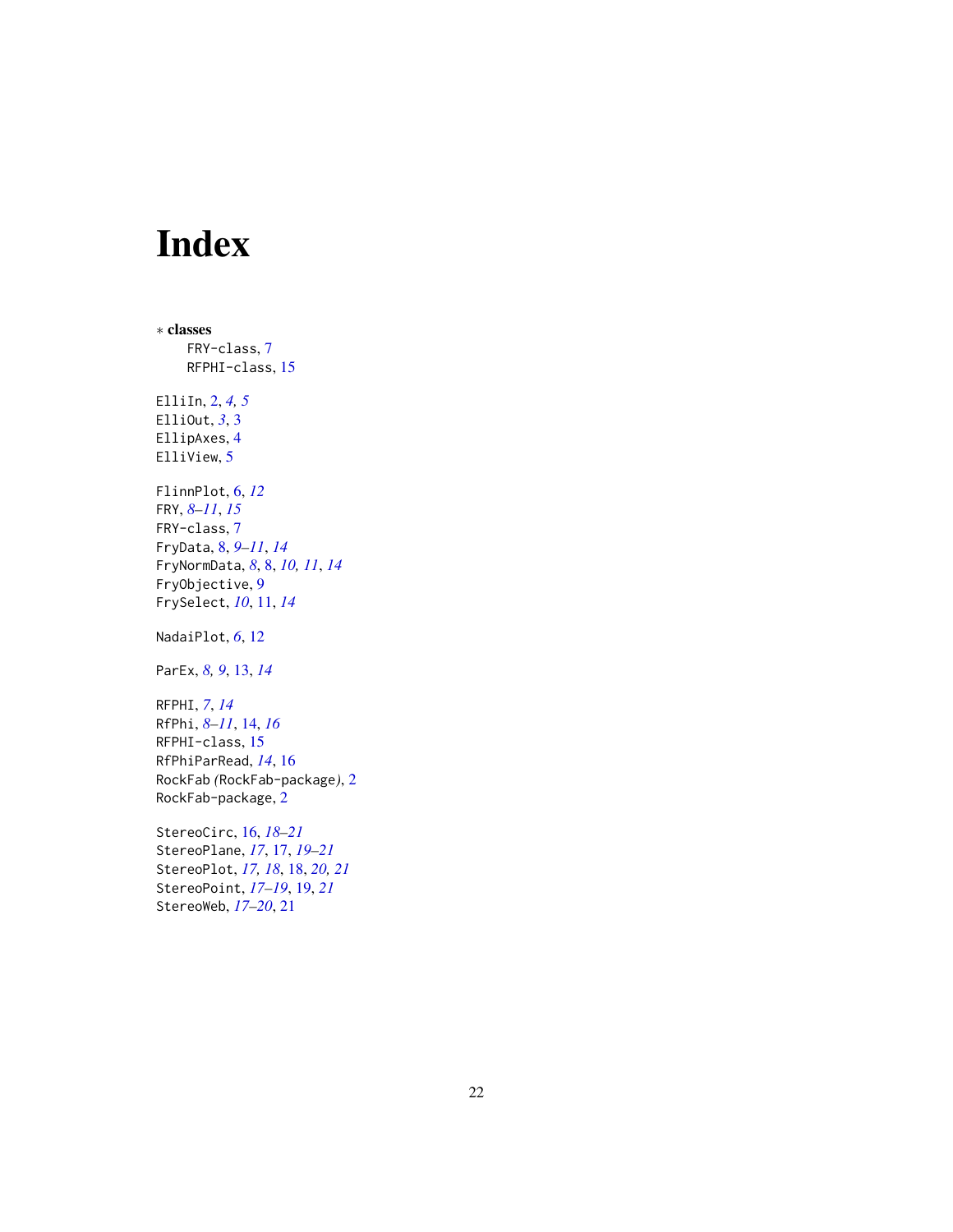# Index

∗ **classes**

FRY-class, 7
RFPHI-class, 15

ElliIn, 2, *4, 5*
ElliOut, *3*, 3
EllipAxes, 4
ElliView, 5

FlinnPlot, 6, *12*
FRY, *8–11*, *15*
FRY-class, 7
FryData, 8, *9–11*, *14*
FryNormData, *8*, 8, *10, 11*, *14*
FryObjective, 9
FrySelect, *10*, 11, *14*

NadaiPlot, *6*, 12

ParEx, *8, 9*, 13, *14*

RFPHI, *7*, *14*
RfPhi, *8–11*, 14, *16*
RFPHI-class, 15
RfPhiParRead, *14*, 16
RockFab *(*RockFab-package*)*, 2
RockFab-package, 2

StereoCirc, 16, *18–21*
StereoPlane, *17*, 17, *19–21*
StereoPlot, *17, 18*, 18, *20, 21*
StereoPoint, *17–19*, 19, *21*
StereoWeb, *17–20*, 21